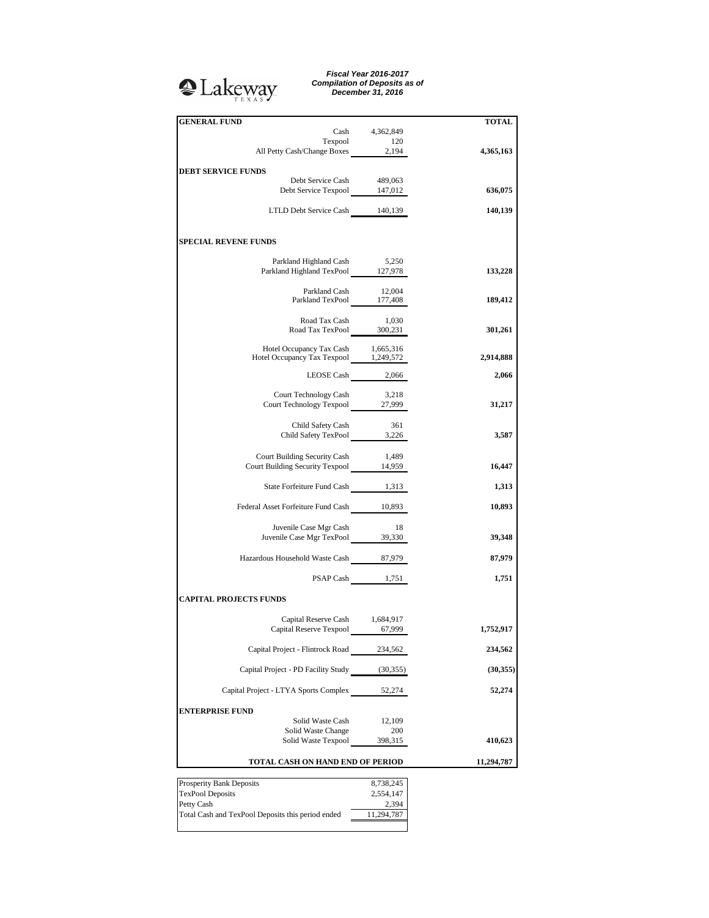Lakeway
TEXAS

***Fiscal Year 2016-2017***
***Compilation of Deposits as of***
***December 31, 2016***

| **GENERAL FUND** | | **TOTAL** |
|---|---|---|
| Cash | 4,362,849 | |
| Texpool | 120 | |
| All Petty Cash/Change Boxes | 2,194 | **4,365,163** |
| **DEBT SERVICE FUNDS** | | |
| Debt Service Cash | 489,063 | |
| Debt Service Texpool | 147,012 | **636,075** |
| LTLD Debt Service Cash | 140,139 | **140,139** |
| **SPECIAL REVENE FUNDS** | | |
| Parkland Highland Cash | 5,250 | |
| Parkland Highland TexPool | 127,978 | **133,228** |
| Parkland Cash | 12,004 | |
| Parkland TexPool | 177,408 | **189,412** |
| Road Tax Cash | 1,030 | |
| Road Tax TexPool | 300,231 | **301,261** |
| Hotel Occupancy Tax Cash | 1,665,316 | |
| Hotel Occupancy Tax Texpool | 1,249,572 | **2,914,888** |
| LEOSE Cash | 2,066 | **2,066** |
| Court Technology Cash | 3,218 | |
| Court Technology Texpool | 27,999 | **31,217** |
| Child Safety Cash | 361 | |
| Child Safety TexPool | 3,226 | **3,587** |
| Court Building Security Cash | 1,489 | |
| Court Building Security Texpool | 14,959 | **16,447** |
| State Forfeiture Fund Cash | 1,313 | **1,313** |
| Federal Asset Forfeiture Fund Cash | 10,893 | **10,893** |
| Juvenile Case Mgr Cash | 18 | |
| Juvenile Case Mgr TexPool | 39,330 | **39,348** |
| Hazardous Household Waste Cash | 87,979 | **87,979** |
| PSAP Cash | 1,751 | **1,751** |
| **CAPITAL PROJECTS FUNDS** | | |
| Capital Reserve Cash | 1,684,917 | |
| Capital Reserve Texpool | 67,999 | **1,752,917** |
| Capital Project - Flintrock Road | 234,562 | **234,562** |
| Capital Project - PD Facility Study | (30,355) | **(30,355)** |
| Capital Project - LTYA Sports Complex | 52,274 | **52,274** |
| **ENTERPRISE FUND** | | |
| Solid Waste Cash | 12,109 | |
| Solid Waste Change | 200 | |
| Solid Waste Texpool | 398,315 | **410,623** |
| **TOTAL CASH ON HAND END OF PERIOD** | | **11,294,787** |

| | |
|---|---|
| Prosperity Bank Deposits | 8,738,245 |
| TexPool Deposits | 2,554,147 |
| Petty Cash | 2,394 |
| Total Cash and TexPool Deposits this period ended | 11,294,787 |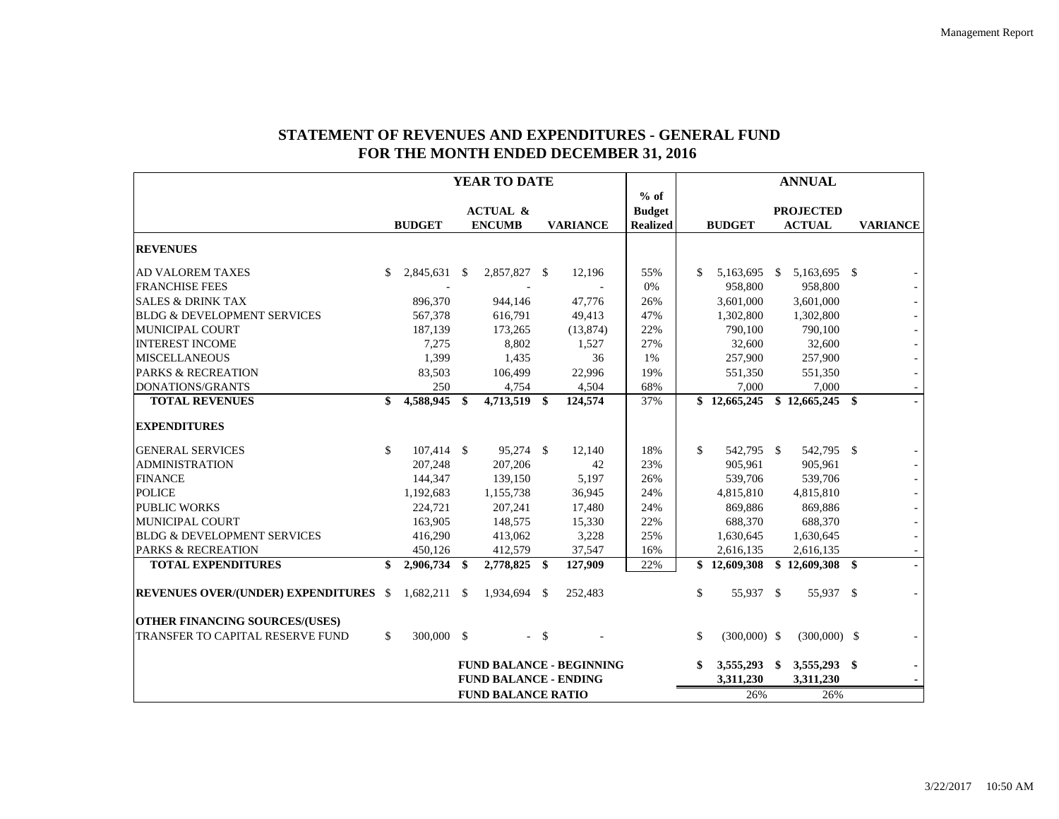# STATEMENT OF REVENUES AND EXPENDITURES - GENERAL FUND
## FOR THE MONTH ENDED DECEMBER 31, 2016

| | YEAR TO DATE | | | % of Budget Realized | ANNUAL | | |
|---|---|---|---|---|---|---|---|
| | BUDGET | ACTUAL & ENCUMB | VARIANCE | | BUDGET | PROJECTED ACTUAL | VARIANCE |
| **REVENUES** | | | | | | | |
| AD VALOREM TAXES | $ 2,845,631 | $ 2,857,827 | $ 12,196 | 55% | $ 5,163,695 | $ 5,163,695 | $ - |
| FRANCHISE FEES | - | - | - | 0% | 958,800 | 958,800 | - |
| SALES & DRINK TAX | 896,370 | 944,146 | 47,776 | 26% | 3,601,000 | 3,601,000 | - |
| BLDG & DEVELOPMENT SERVICES | 567,378 | 616,791 | 49,413 | 47% | 1,302,800 | 1,302,800 | - |
| MUNICIPAL COURT | 187,139 | 173,265 | (13,874) | 22% | 790,100 | 790,100 | - |
| INTEREST INCOME | 7,275 | 8,802 | 1,527 | 27% | 32,600 | 32,600 | - |
| MISCELLANEOUS | 1,399 | 1,435 | 36 | 1% | 257,900 | 257,900 | - |
| PARKS & RECREATION | 83,503 | 106,499 | 22,996 | 19% | 551,350 | 551,350 | - |
| DONATIONS/GRANTS | 250 | 4,754 | 4,504 | 68% | 7,000 | 7,000 | - |
| **TOTAL REVENUES** | **$ 4,588,945** | **$ 4,713,519** | **$ 124,574** | 37% | **$ 12,665,245** | **$ 12,665,245** | **$ -** |
| **EXPENDITURES** | | | | | | | |
| GENERAL SERVICES | $ 107,414 | $ 95,274 | $ 12,140 | 18% | $ 542,795 | $ 542,795 | $ - |
| ADMINISTRATION | 207,248 | 207,206 | 42 | 23% | 905,961 | 905,961 | - |
| FINANCE | 144,347 | 139,150 | 5,197 | 26% | 539,706 | 539,706 | - |
| POLICE | 1,192,683 | 1,155,738 | 36,945 | 24% | 4,815,810 | 4,815,810 | - |
| PUBLIC WORKS | 224,721 | 207,241 | 17,480 | 24% | 869,886 | 869,886 | - |
| MUNICIPAL COURT | 163,905 | 148,575 | 15,330 | 22% | 688,370 | 688,370 | - |
| BLDG & DEVELOPMENT SERVICES | 416,290 | 413,062 | 3,228 | 25% | 1,630,645 | 1,630,645 | - |
| PARKS & RECREATION | 450,126 | 412,579 | 37,547 | 16% | 2,616,135 | 2,616,135 | - |
| **TOTAL EXPENDITURES** | **$ 2,906,734** | **$ 2,778,825** | **$ 127,909** | 22% | **$ 12,609,308** | **$ 12,609,308** | **$ -** |
| **REVENUES OVER/(UNDER) EXPENDITURES** | $ 1,682,211 | $ 1,934,694 | $ 252,483 | | $ 55,937 | $ 55,937 | $ - |
| **OTHER FINANCING SOURCES/(USES)** | | | | | | | |
| TRANSFER TO CAPITAL RESERVE FUND | $ 300,000 | $ - | $ - | | $ (300,000) | $ (300,000) | $ - |
| | | **FUND BALANCE - BEGINNING** | | | **$ 3,555,293** | **$ 3,555,293** | **$ -** |
| | | **FUND BALANCE - ENDING** | | | **3,311,230** | **3,311,230** | **-** |
| | | **FUND BALANCE RATIO** | | | 26% | 26% | |